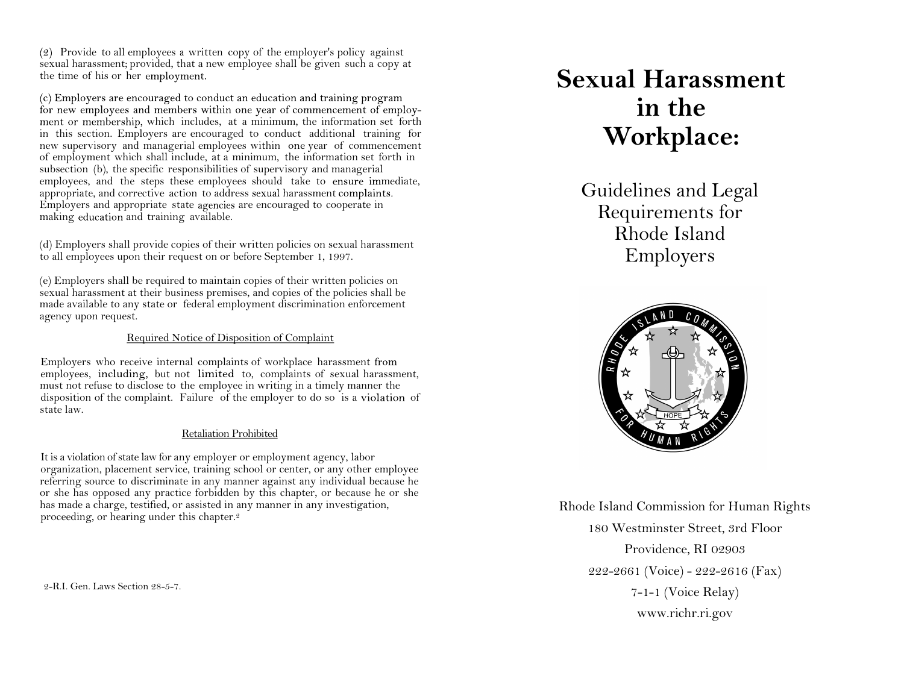(2) Provide to all employees a written copy of the employer's policy against sexual harassment; provided, that a new employee shall be given such a copy at the time of his or her employment.

(c) Employers are encouraged to conduct an education and training program for new employees and members within one year of commencement of employment or membership, which includes, at a minimum, the information set forth in this section. Employers are encouraged to conduct additional training for new supervisory and managerial employees within one year of commencement of employment which shall include, at a minimum, the information set forth in subsection (b), the specific responsibilities of supervisory and managerial employees, and the steps these employees should take to ensure immediate, appropriate, and corrective action to address sexual harassment complaints. Employers and appropriate state agencies are encouraged to cooperate in making education and training available.

(d) Employers shall provide copies of their written policies on sexual harassment to all employees upon their request on or before September 1, 1997.

(e) Employers shall be required to maintain copies of their written policies on sexual harassment at their business premises, and copies of the policies shall be made available to any state or federal employment discrimination enforcement agency upon request.

### Required Notice of Disposition of Complaint

Employers who receive internal complaints of workplace harassment from employees, including, but not limited to, complaints of sexual harassment, must not refuse to disclose to the employee in writing in a timely manner the disposition of the complaint. Failure of the employer to do so is a violation of state law.

### Retaliation Prohibited

It is a violation of state law for any employer or employment agency, labor organization, placement service, training school or center, or any other employee referring source to discriminate in any manner against any individual because he or she has opposed any practice forbidden by this chapter, or because he or she has made a charge, testified, or assisted in any manner in any investigation, proceeding, or hearing under this chapter.[2]

2-R.I. Gen. Laws Section 28-5-7.

# Sexual Harassment in the Workplace:

## Guidelines and Legal Requirements for Rhode Island Employers

Rhode Island Commission for Human Rights

180 Westminster Street, 3rd Floor

Providence, RI 02903

222-2661 (Voice) - 222-2616 (Fax)

7-1-1 (Voice Relay)

www.richr.ri.gov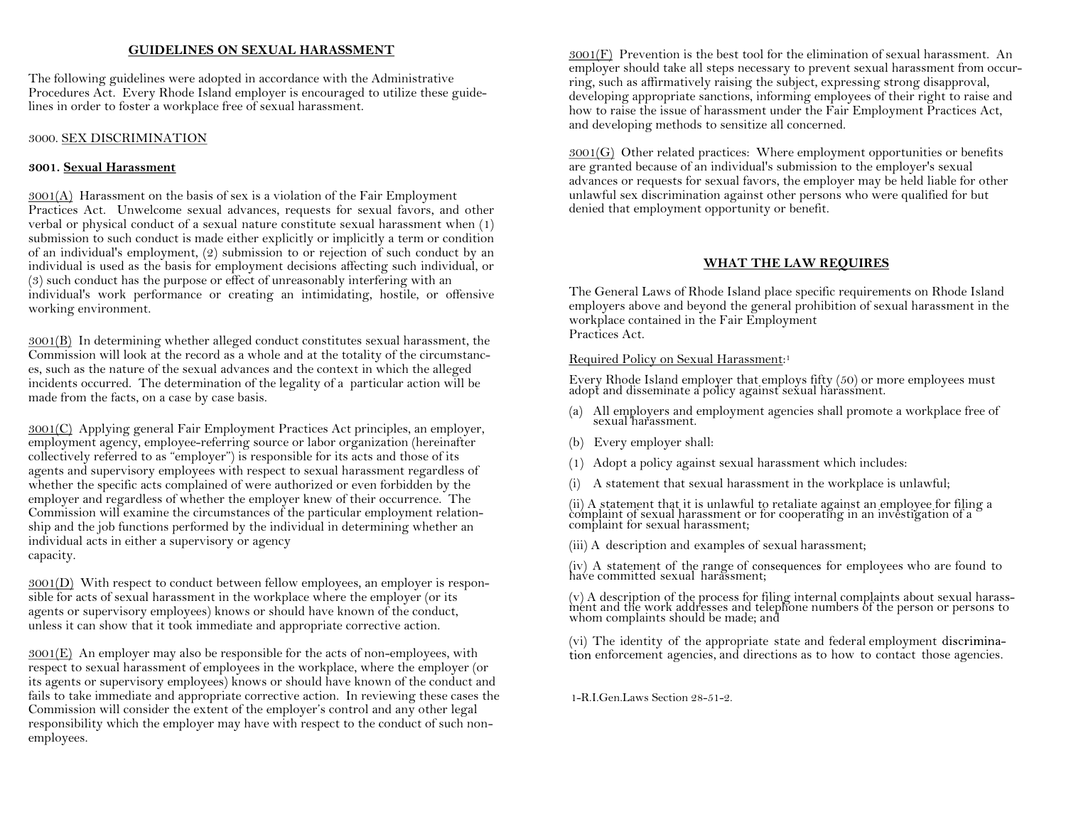## GUIDELINES ON SEXUAL HARASSMENT

The following guidelines were adopted in accordance with the Administrative Procedures Act. Every Rhode Island employer is encouraged to utilize these guidelines in order to foster a workplace free of sexual harassment.

3000. SEX DISCRIMINATION

### 3001. Sexual Harassment

3001(A) Harassment on the basis of sex is a violation of the Fair Employment Practices Act. Unwelcome sexual advances, requests for sexual favors, and other verbal or physical conduct of a sexual nature constitute sexual harassment when (1) submission to such conduct is made either explicitly or implicitly a term or condition of an individual's employment, (2) submission to or rejection of such conduct by an individual is used as the basis for employment decisions affecting such individual, or (3) such conduct has the purpose or effect of unreasonably interfering with an individual's work performance or creating an intimidating, hostile, or offensive working environment.

3001(B) In determining whether alleged conduct constitutes sexual harassment, the Commission will look at the record as a whole and at the totality of the circumstances, such as the nature of the sexual advances and the context in which the alleged incidents occurred. The determination of the legality of a particular action will be made from the facts, on a case by case basis.

3001(C) Applying general Fair Employment Practices Act principles, an employer, employment agency, employee-referring source or labor organization (hereinafter collectively referred to as "employer") is responsible for its acts and those of its agents and supervisory employees with respect to sexual harassment regardless of whether the specific acts complained of were authorized or even forbidden by the employer and regardless of whether the employer knew of their occurrence. The Commission will examine the circumstances of the particular employment relationship and the job functions performed by the individual in determining whether an individual acts in either a supervisory or agency capacity.

3001(D) With respect to conduct between fellow employees, an employer is responsible for acts of sexual harassment in the workplace where the employer (or its agents or supervisory employees) knows or should have known of the conduct, unless it can show that it took immediate and appropriate corrective action.

3001(E) An employer may also be responsible for the acts of non-employees, with respect to sexual harassment of employees in the workplace, where the employer (or its agents or supervisory employees) knows or should have known of the conduct and fails to take immediate and appropriate corrective action. In reviewing these cases the Commission will consider the extent of the employer's control and any other legal responsibility which the employer may have with respect to the conduct of such non-employees.

3001(F) Prevention is the best tool for the elimination of sexual harassment. An employer should take all steps necessary to prevent sexual harassment from occurring, such as affirmatively raising the subject, expressing strong disapproval, developing appropriate sanctions, informing employees of their right to raise and how to raise the issue of harassment under the Fair Employment Practices Act, and developing methods to sensitize all concerned.

3001(G) Other related practices: Where employment opportunities or benefits are granted because of an individual's submission to the employer's sexual advances or requests for sexual favors, the employer may be held liable for other unlawful sex discrimination against other persons who were qualified for but denied that employment opportunity or benefit.

## WHAT THE LAW REQUIRES

The General Laws of Rhode Island place specific requirements on Rhode Island employers above and beyond the general prohibition of sexual harassment in the workplace contained in the Fair Employment Practices Act.

Required Policy on Sexual Harassment:[1]

Every Rhode Island employer that employs fifty (50) or more employees must adopt and disseminate a policy against sexual harassment.

(a) All employers and employment agencies shall promote a workplace free of sexual harassment.

(b) Every employer shall:

(1) Adopt a policy against sexual harassment which includes:

(i) A statement that sexual harassment in the workplace is unlawful;

(ii) A statement that it is unlawful to retaliate against an employee for filing a complaint of sexual harassment or for cooperating in an investigation of a complaint for sexual harassment;

(iii) A description and examples of sexual harassment;

(iv) A statement of the range of consequences for employees who are found to have committed sexual harassment;

(v) A description of the process for filing internal complaints about sexual harassment and the work addresses and telephone numbers of the person or persons to whom complaints should be made; and

(vi) The identity of the appropriate state and federal employment discrimination enforcement agencies, and directions as to how to contact those agencies.

1-R.I.Gen.Laws Section 28-51-2.